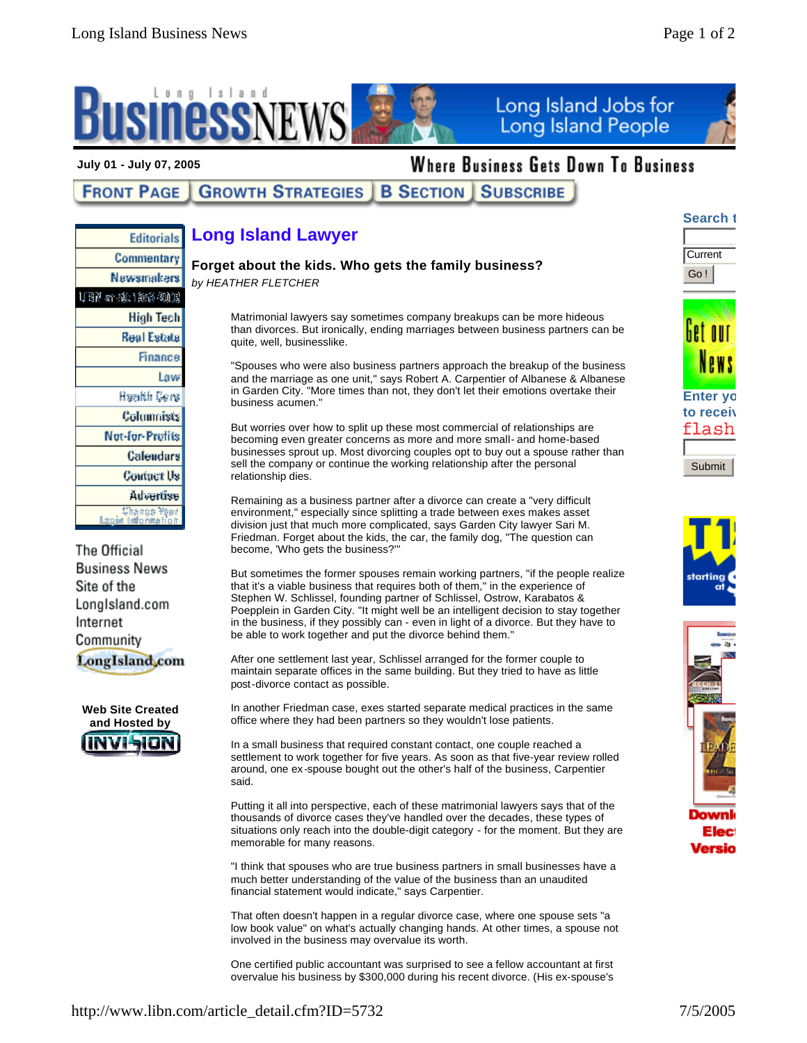July 01 - July 07, 2005

Where Business Gets Down To Business

# Long Island Lawyer

## Forget about the kids. Who gets the family business?

*by HEATHER FLETCHER*

Matrimonial lawyers say sometimes company breakups can be more hideous than divorces. But ironically, ending marriages between business partners can be quite, well, businesslike.

"Spouses who were also business partners approach the breakup of the business and the marriage as one unit," says Robert A. Carpentier of Albanese & Albanese in Garden City. "More times than not, they don't let their emotions overtake their business acumen."

But worries over how to split up these most commercial of relationships are becoming even greater concerns as more and more small- and home-based businesses sprout up. Most divorcing couples opt to buy out a spouse rather than sell the company or continue the working relationship after the personal relationship dies.

Remaining as a business partner after a divorce can create a "very difficult environment," especially since splitting a trade between exes makes asset division just that much more complicated, says Garden City lawyer Sari M. Friedman. Forget about the kids, the car, the family dog, "The question can become, 'Who gets the business?'"

But sometimes the former spouses remain working partners, "if the people realize that it's a viable business that requires both of them," in the experience of Stephen W. Schlissel, founding partner of Schlissel, Ostrow, Karabatos & Poepplein in Garden City. "It might well be an intelligent decision to stay together in the business, if they possibly can - even in light of a divorce. But they have to be able to work together and put the divorce behind them."

After one settlement last year, Schlissel arranged for the former couple to maintain separate offices in the same building. But they tried to have as little post-divorce contact as possible.

In another Friedman case, exes started separate medical practices in the same office where they had been partners so they wouldn't lose patients.

In a small business that required constant contact, one couple reached a settlement to work together for five years. As soon as that five-year review rolled around, one ex-spouse bought out the other's half of the business, Carpentier said.

Putting it all into perspective, each of these matrimonial lawyers says that of the thousands of divorce cases they've handled over the decades, these types of situations only reach into the double-digit category - for the moment. But they are memorable for many reasons.

"I think that spouses who are true business partners in small businesses have a much better understanding of the value of the business than an unaudited financial statement would indicate," says Carpentier.

That often doesn't happen in a regular divorce case, where one spouse sets "a low book value" on what's actually changing hands. At other times, a spouse not involved in the business may overvalue its worth.

One certified public accountant was surprised to see a fellow accountant at first overvalue his business by $300,000 during his recent divorce. (His ex-spouse's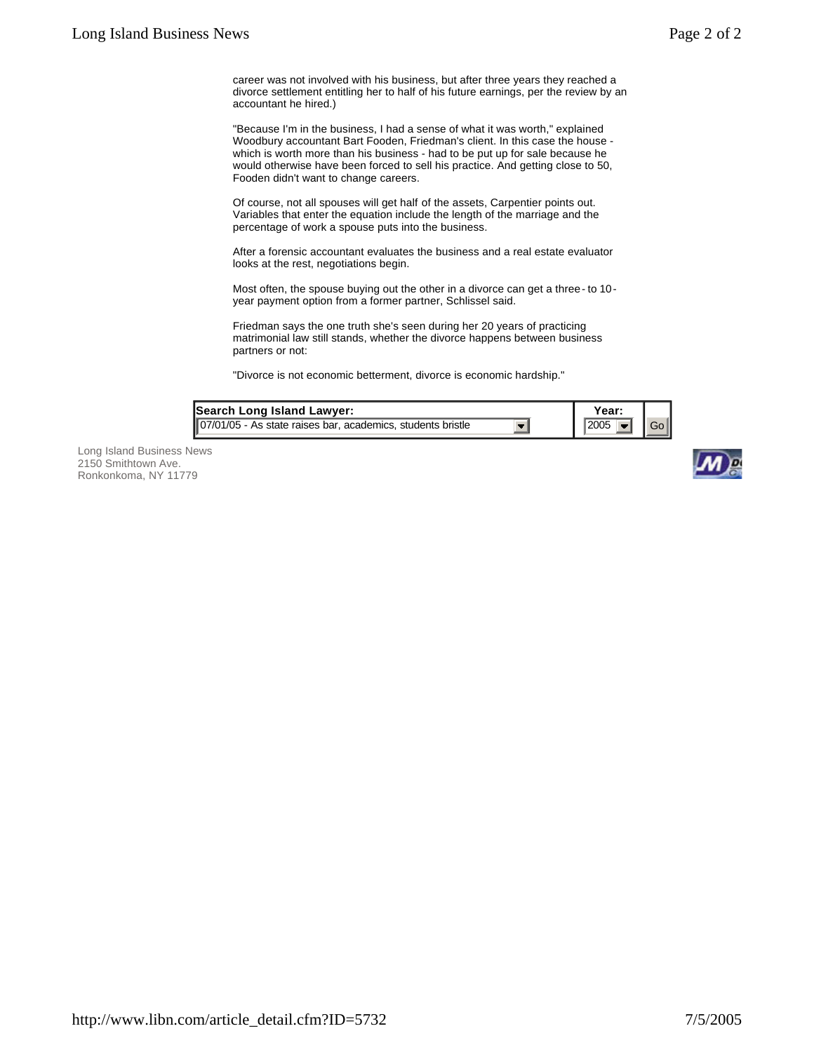career was not involved with his business, but after three years they reached a divorce settlement entitling her to half of his future earnings, per the review by an accountant he hired.)

"Because I'm in the business, I had a sense of what it was worth," explained Woodbury accountant Bart Fooden, Friedman's client. In this case the house - which is worth more than his business - had to be put up for sale because he would otherwise have been forced to sell his practice. And getting close to 50, Fooden didn't want to change careers.

Of course, not all spouses will get half of the assets, Carpentier points out. Variables that enter the equation include the length of the marriage and the percentage of work a spouse puts into the business.

After a forensic accountant evaluates the business and a real estate evaluator looks at the rest, negotiations begin.

Most often, the spouse buying out the other in a divorce can get a three- to 10-year payment option from a former partner, Schlissel said.

Friedman says the one truth she's seen during her 20 years of practicing matrimonial law still stands, whether the divorce happens between business partners or not:

"Divorce is not economic betterment, divorce is economic hardship."

| Search Long Island Lawyer: | Year: | |
|---|---|---|
| 07/01/05 - As state raises bar, academics, students bristle | 2005 | Go |

Long Island Business News
2150 Smithtown Ave.
Ronkonkoma, NY 11779